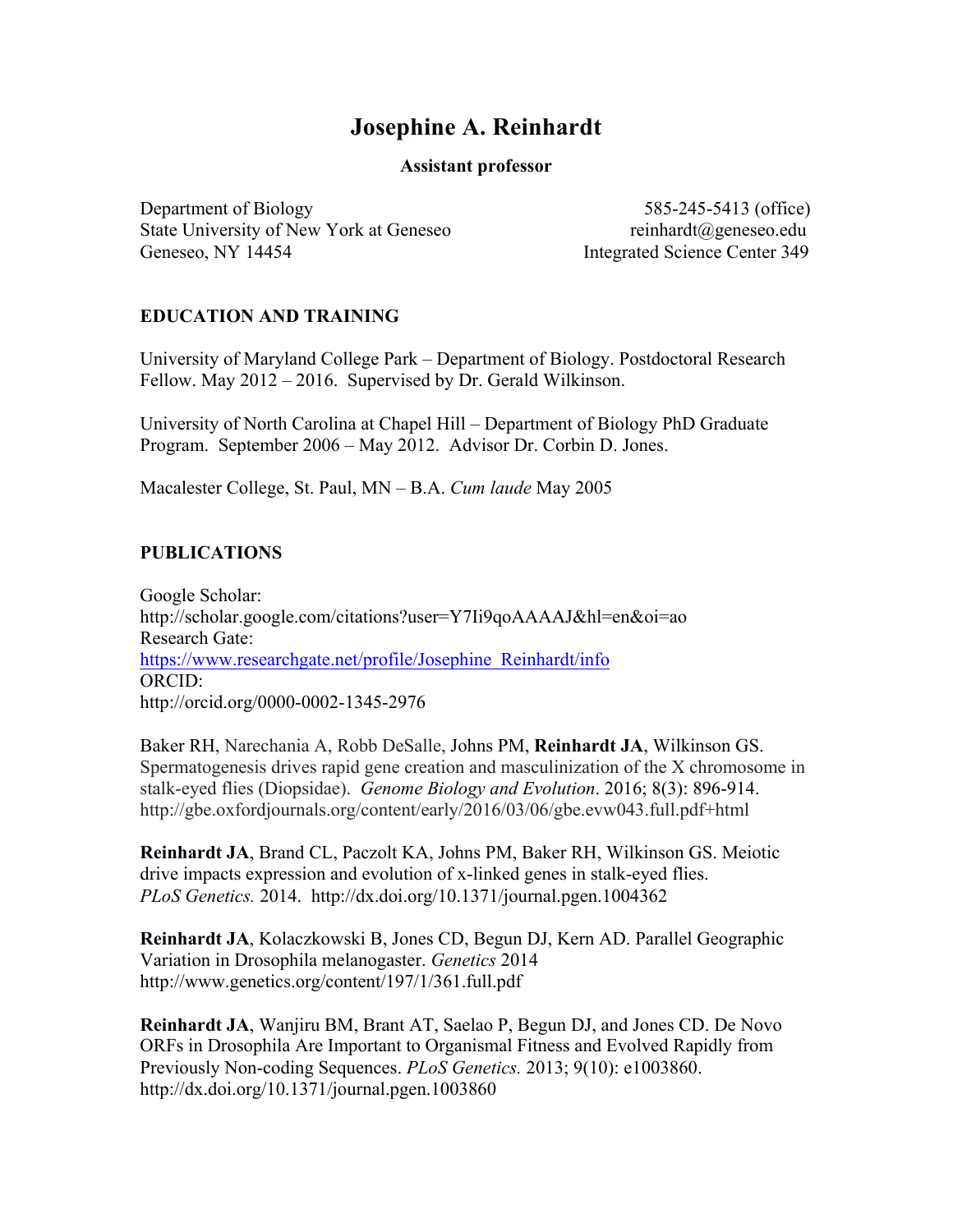# Josephine A. Reinhardt

**Assistant professor**

Department of Biology
State University of New York at Geneseo
Geneseo, NY 14454

585-245-5413 (office)
reinhardt@geneseo.edu
Integrated Science Center 349

## EDUCATION AND TRAINING

University of Maryland College Park – Department of Biology. Postdoctoral Research Fellow. May 2012 – 2016. Supervised by Dr. Gerald Wilkinson.

University of North Carolina at Chapel Hill – Department of Biology PhD Graduate Program. September 2006 – May 2012. Advisor Dr. Corbin D. Jones.

Macalester College, St. Paul, MN – B.A. *Cum laude* May 2005

## PUBLICATIONS

Google Scholar:
http://scholar.google.com/citations?user=Y7Ii9qoAAAAJ&hl=en&oi=ao
Research Gate:
https://www.researchgate.net/profile/Josephine_Reinhardt/info
ORCID:
http://orcid.org/0000-0002-1345-2976

Baker RH, Narechania A, Robb DeSalle, Johns PM, **Reinhardt JA**, Wilkinson GS. Spermatogenesis drives rapid gene creation and masculinization of the X chromosome in stalk-eyed flies (Diopsidae). *Genome Biology and Evolution*. 2016; 8(3): 896-914. http://gbe.oxfordjournals.org/content/early/2016/03/06/gbe.evw043.full.pdf+html

**Reinhardt JA**, Brand CL, Paczolt KA, Johns PM, Baker RH, Wilkinson GS. Meiotic drive impacts expression and evolution of x-linked genes in stalk-eyed flies. *PLoS Genetics.* 2014. http://dx.doi.org/10.1371/journal.pgen.1004362

**Reinhardt JA**, Kolaczkowski B, Jones CD, Begun DJ, Kern AD. Parallel Geographic Variation in Drosophila melanogaster. *Genetics* 2014 http://www.genetics.org/content/197/1/361.full.pdf

**Reinhardt JA**, Wanjiru BM, Brant AT, Saelao P, Begun DJ, and Jones CD. De Novo ORFs in Drosophila Are Important to Organismal Fitness and Evolved Rapidly from Previously Non-coding Sequences. *PLoS Genetics.* 2013; 9(10): e1003860. http://dx.doi.org/10.1371/journal.pgen.1003860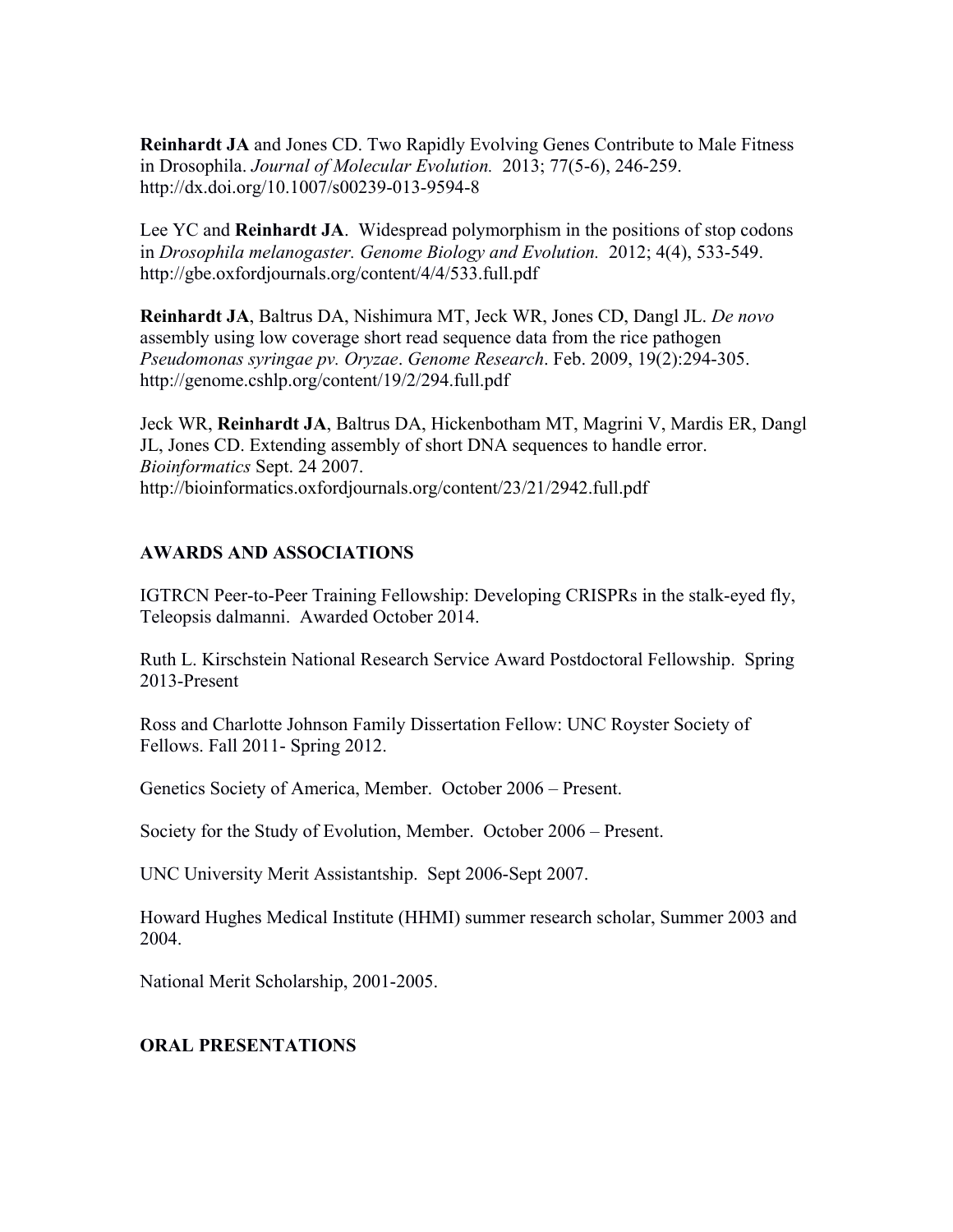**Reinhardt JA** and Jones CD. Two Rapidly Evolving Genes Contribute to Male Fitness in Drosophila. *Journal of Molecular Evolution.* 2013; 77(5-6), 246-259. http://dx.doi.org/10.1007/s00239-013-9594-8

Lee YC and **Reinhardt JA**. Widespread polymorphism in the positions of stop codons in *Drosophila melanogaster. Genome Biology and Evolution.* 2012; 4(4), 533-549. http://gbe.oxfordjournals.org/content/4/4/533.full.pdf

**Reinhardt JA**, Baltrus DA, Nishimura MT, Jeck WR, Jones CD, Dangl JL. *De novo* assembly using low coverage short read sequence data from the rice pathogen *Pseudomonas syringae pv. Oryzae*. *Genome Research*. Feb. 2009, 19(2):294-305. http://genome.cshlp.org/content/19/2/294.full.pdf

Jeck WR, **Reinhardt JA**, Baltrus DA, Hickenbotham MT, Magrini V, Mardis ER, Dangl JL, Jones CD. Extending assembly of short DNA sequences to handle error. *Bioinformatics* Sept. 24 2007. http://bioinformatics.oxfordjournals.org/content/23/21/2942.full.pdf

## AWARDS AND ASSOCIATIONS

IGTRCN Peer-to-Peer Training Fellowship: Developing CRISPRs in the stalk-eyed fly, Teleopsis dalmanni. Awarded October 2014.

Ruth L. Kirschstein National Research Service Award Postdoctoral Fellowship. Spring 2013-Present

Ross and Charlotte Johnson Family Dissertation Fellow: UNC Royster Society of Fellows. Fall 2011- Spring 2012.

Genetics Society of America, Member. October 2006 – Present.

Society for the Study of Evolution, Member. October 2006 – Present.

UNC University Merit Assistantship. Sept 2006-Sept 2007.

Howard Hughes Medical Institute (HHMI) summer research scholar, Summer 2003 and 2004.

National Merit Scholarship, 2001-2005.

## ORAL PRESENTATIONS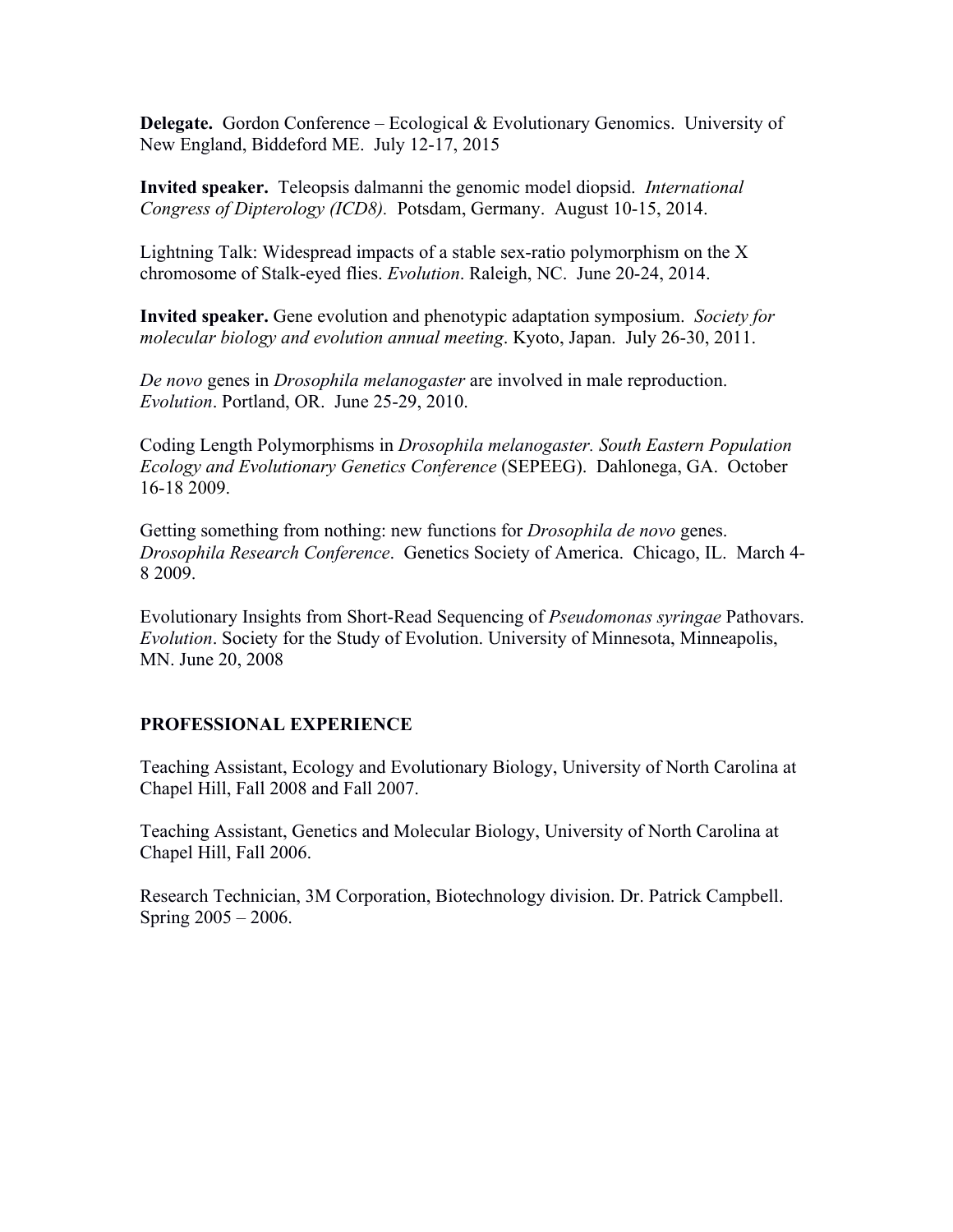**Delegate.** Gordon Conference – Ecological & Evolutionary Genomics. University of New England, Biddeford ME. July 12-17, 2015

**Invited speaker.** Teleopsis dalmanni the genomic model diopsid. *International Congress of Dipterology (ICD8).* Potsdam, Germany. August 10-15, 2014.

Lightning Talk: Widespread impacts of a stable sex-ratio polymorphism on the X chromosome of Stalk-eyed flies. *Evolution*. Raleigh, NC. June 20-24, 2014.

**Invited speaker.** Gene evolution and phenotypic adaptation symposium. *Society for molecular biology and evolution annual meeting*. Kyoto, Japan. July 26-30, 2011.

*De novo* genes in *Drosophila melanogaster* are involved in male reproduction. *Evolution*. Portland, OR. June 25-29, 2010.

Coding Length Polymorphisms in *Drosophila melanogaster. South Eastern Population Ecology and Evolutionary Genetics Conference* (SEPEEG). Dahlonega, GA. October 16-18 2009.

Getting something from nothing: new functions for *Drosophila de novo* genes. *Drosophila Research Conference*. Genetics Society of America. Chicago, IL. March 4-8 2009.

Evolutionary Insights from Short-Read Sequencing of *Pseudomonas syringae* Pathovars. *Evolution*. Society for the Study of Evolution. University of Minnesota, Minneapolis, MN. June 20, 2008

## PROFESSIONAL EXPERIENCE

Teaching Assistant, Ecology and Evolutionary Biology, University of North Carolina at Chapel Hill, Fall 2008 and Fall 2007.

Teaching Assistant, Genetics and Molecular Biology, University of North Carolina at Chapel Hill, Fall 2006.

Research Technician, 3M Corporation, Biotechnology division. Dr. Patrick Campbell. Spring 2005 – 2006.